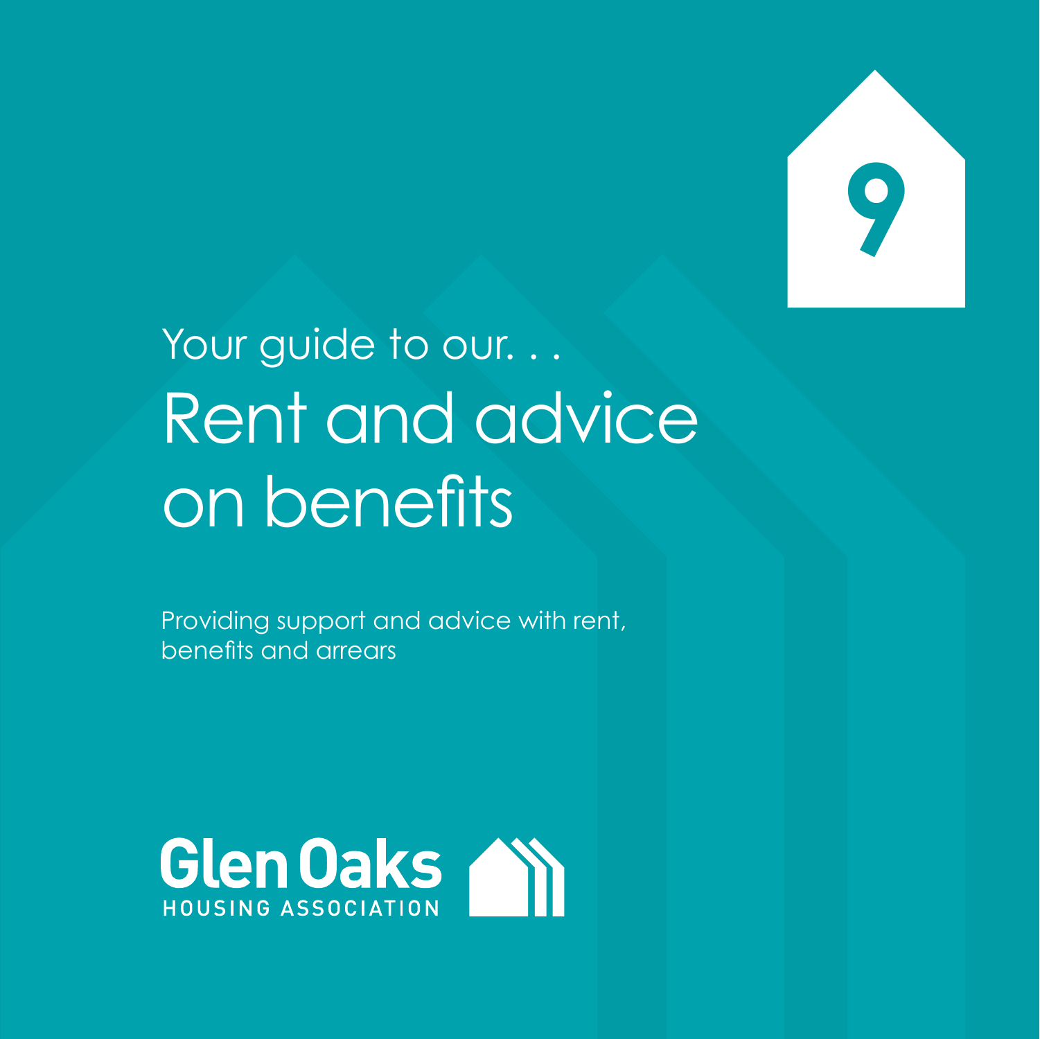9

Your guide to our. . .

# Rent and advice on benefits

Providing support and advice with rent, benefits and arrears

Glen Oaks
HOUSING ASSOCIATION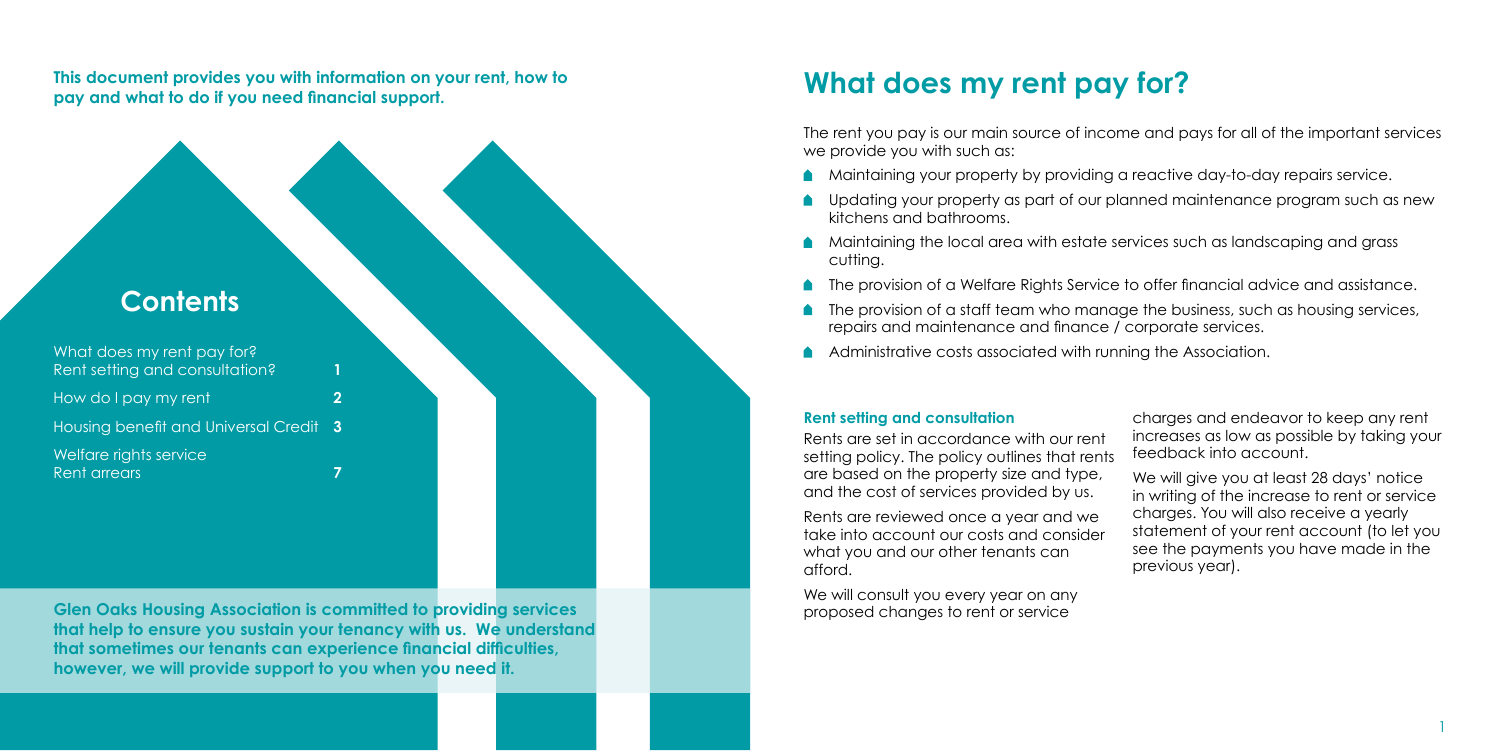**This document provides you with information on your rent, how to pay and what to do if you need financial support.**

## Contents

| | |
|---|---|
| What does my rent pay for? Rent setting and consultation? | 1 |
| How do I pay my rent | 2 |
| Housing benefit and Universal Credit | 3 |
| Welfare rights service Rent arrears | 7 |

**Glen Oaks Housing Association is committed to providing services that help to ensure you sustain your tenancy with us. We understand that sometimes our tenants can experience financial difficulties, however, we will provide support to you when you need it.**

# What does my rent pay for?

The rent you pay is our main source of income and pays for all of the important services we provide you with such as:

- Maintaining your property by providing a reactive day-to-day repairs service.
- Updating your property as part of our planned maintenance program such as new kitchens and bathrooms.
- Maintaining the local area with estate services such as landscaping and grass cutting.
- The provision of a Welfare Rights Service to offer financial advice and assistance.
- The provision of a staff team who manage the business, such as housing services, repairs and maintenance and finance / corporate services.
- Administrative costs associated with running the Association.

### Rent setting and consultation

Rents are set in accordance with our rent setting policy. The policy outlines that rents are based on the property size and type, and the cost of services provided by us.

Rents are reviewed once a year and we take into account our costs and consider what you and our other tenants can afford.

We will consult you every year on any proposed changes to rent or service charges and endeavor to keep any rent increases as low as possible by taking your feedback into account.

We will give you at least 28 days' notice in writing of the increase to rent or service charges. You will also receive a yearly statement of your rent account (to let you see the payments you have made in the previous year).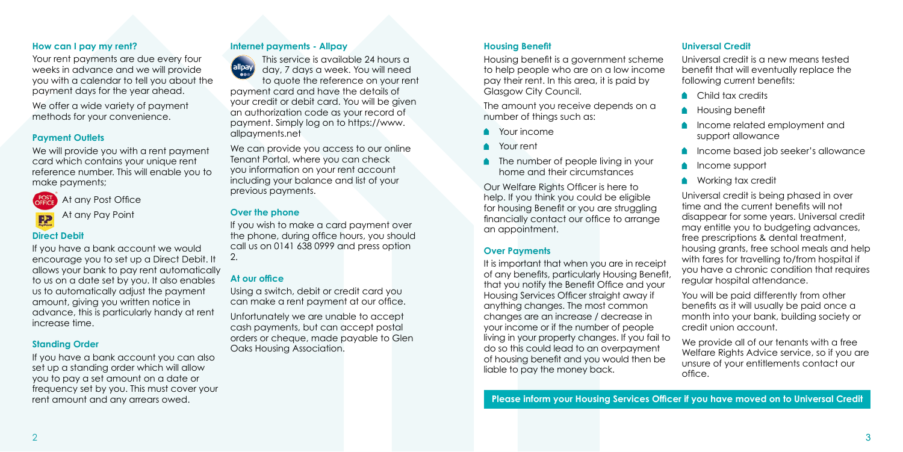## How can I pay my rent?

Your rent payments are due every four weeks in advance and we will provide you with a calendar to tell you about the payment days for the year ahead.

We offer a wide variety of payment methods for your convenience.

### Payment Outlets

We will provide you with a rent payment card which contains your unique rent reference number. This will enable you to make payments;

- At any Post Office
- At any Pay Point

### Direct Debit

If you have a bank account we would encourage you to set up a Direct Debit. It allows your bank to pay rent automatically to us on a date set by you. It also enables us to automatically adjust the payment amount, giving you written notice in advance, this is particularly handy at rent increase time.

### Standing Order

If you have a bank account you can also set up a standing order which will allow you to pay a set amount on a date or frequency set by you. This must cover your rent amount and any arrears owed.

### Internet payments - Allpay

This service is available 24 hours a day, 7 days a week. You will need to quote the reference on your rent payment card and have the details of your credit or debit card. You will be given an authorization code as your record of payment. Simply log on to https://www.allpayments.net

We can provide you access to our online Tenant Portal, where you can check you information on your rent account including your balance and list of your previous payments.

### Over the phone

If you wish to make a card payment over the phone, during office hours, you should call us on 0141 638 0999 and press option 2.

### At our office

Using a switch, debit or credit card you can make a rent payment at our office.

Unfortunately we are unable to accept cash payments, but can accept postal orders or cheque, made payable to Glen Oaks Housing Association.

## Housing Benefit

Housing benefit is a government scheme to help people who are on a low income pay their rent. In this area, it is paid by Glasgow City Council.

The amount you receive depends on a number of things such as:

- Your income
- Your rent
- The number of people living in your home and their circumstances

Our Welfare Rights Officer is here to help. If you think you could be eligible for housing Benefit or you are struggling financially contact our office to arrange an appointment.

### Over Payments

It is important that when you are in receipt of any benefits, particularly Housing Benefit, that you notify the Benefit Office and your Housing Services Officer straight away if anything changes. The most common changes are an increase / decrease in your income or if the number of people living in your property changes. If you fail to do so this could lead to an overpayment of housing benefit and you would then be liable to pay the money back.

## Universal Credit

Universal credit is a new means tested benefit that will eventually replace the following current benefits:

- Child tax credits
- Housing benefit
- Income related employment and support allowance
- Income based job seeker's allowance
- Income support
- Working tax credit

Universal credit is being phased in over time and the current benefits will not disappear for some years. Universal credit may entitle you to budgeting advances, free prescriptions & dental treatment, housing grants, free school meals and help with fares for travelling to/from hospital if you have a chronic condition that requires regular hospital attendance.

You will be paid differently from other benefits as it will usually be paid once a month into your bank, building society or credit union account.

We provide all of our tenants with a free Welfare Rights Advice service, so if you are unsure of your entitlements contact our office.

**Please inform your Housing Services Officer if you have moved on to Universal Credit**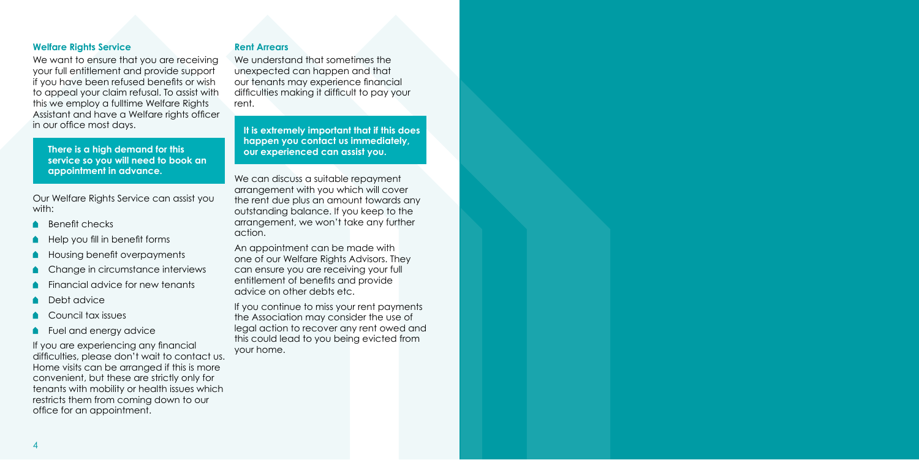## Welfare Rights Service

We want to ensure that you are receiving your full entitlement and provide support if you have been refused benefits or wish to appeal your claim refusal. To assist with this we employ a fulltime Welfare Rights Assistant and have a Welfare rights officer in our office most days.

**There is a high demand for this service so you will need to book an appointment in advance.**

Our Welfare Rights Service can assist you with:

- Benefit checks
- Help you fill in benefit forms
- Housing benefit overpayments
- Change in circumstance interviews
- Financial advice for new tenants
- Debt advice
- Council tax issues
- Fuel and energy advice

If you are experiencing any financial difficulties, please don't wait to contact us. Home visits can be arranged if this is more convenient, but these are strictly only for tenants with mobility or health issues which restricts them from coming down to our office for an appointment.

## Rent Arrears

We understand that sometimes the unexpected can happen and that our tenants may experience financial difficulties making it difficult to pay your rent.

**It is extremely important that if this does happen you contact us immediately, our experienced can assist you.**

We can discuss a suitable repayment arrangement with you which will cover the rent due plus an amount towards any outstanding balance. If you keep to the arrangement, we won't take any further action.

An appointment can be made with one of our Welfare Rights Advisors. They can ensure you are receiving your full entitlement of benefits and provide advice on other debts etc.

If you continue to miss your rent payments the Association may consider the use of legal action to recover any rent owed and this could lead to you being evicted from your home.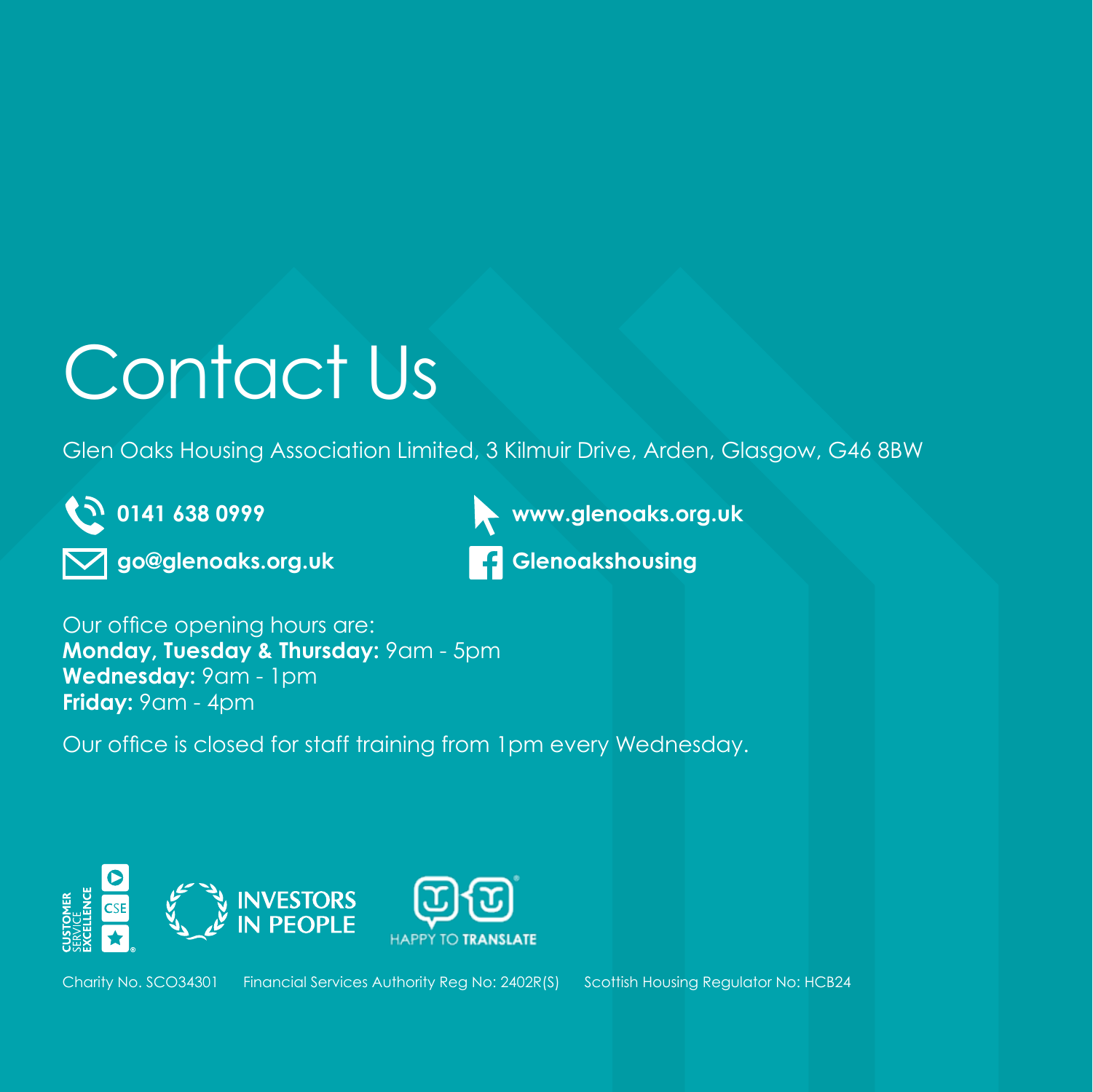# Contact Us

Glen Oaks Housing Association Limited, 3 Kilmuir Drive, Arden, Glasgow, G46 8BW

**0141 638 0999**

**go@glenoaks.org.uk**

**www.glenoaks.org.uk**

**Glenoakshousing**

Our office opening hours are:
**Monday, Tuesday & Thursday:** 9am - 5pm
**Wednesday:** 9am - 1pm
**Friday:** 9am - 4pm

Our office is closed for staff training from 1pm every Wednesday.

CUSTOMER SERVICE EXCELLENCE CSE

INVESTORS IN PEOPLE

HAPPY TO TRANSLATE

Charity No. SCO34301 Financial Services Authority Reg No: 2402R(S) Scottish Housing Regulator No: HCB24